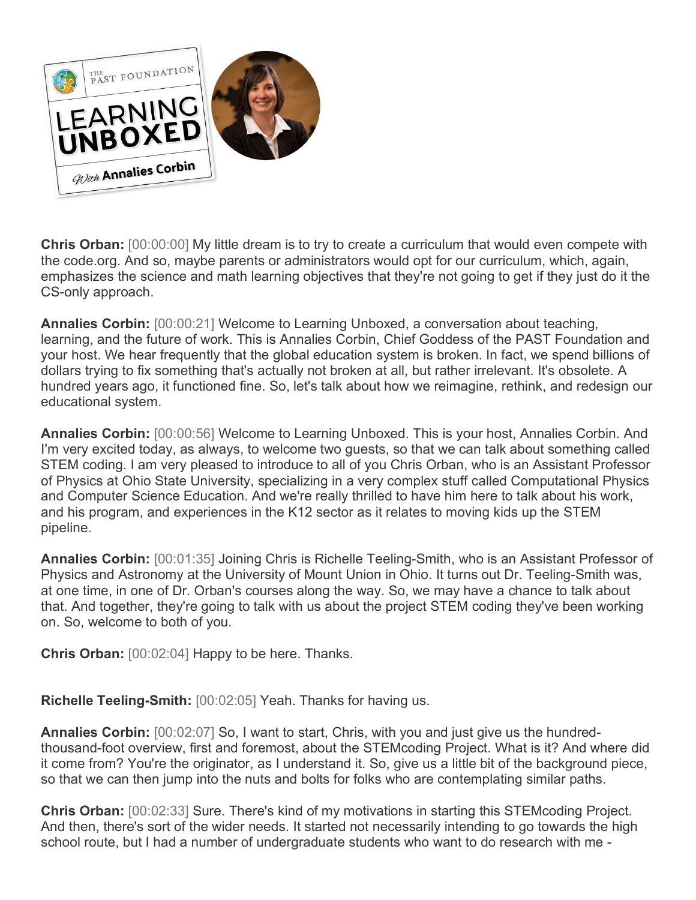**Chris Orban:** [00:00:00] My little dream is to try to create a curriculum that would even compete with the code.org. And so, maybe parents or administrators would opt for our curriculum, which, again, emphasizes the science and math learning objectives that they're not going to get if they just do it the CS-only approach.

**Annalies Corbin:** [00:00:21] Welcome to Learning Unboxed, a conversation about teaching, learning, and the future of work. This is Annalies Corbin, Chief Goddess of the PAST Foundation and your host. We hear frequently that the global education system is broken. In fact, we spend billions of dollars trying to fix something that's actually not broken at all, but rather irrelevant. It's obsolete. A hundred years ago, it functioned fine. So, let's talk about how we reimagine, rethink, and redesign our educational system.

**Annalies Corbin:** [00:00:56] Welcome to Learning Unboxed. This is your host, Annalies Corbin. And I'm very excited today, as always, to welcome two guests, so that we can talk about something called STEM coding. I am very pleased to introduce to all of you Chris Orban, who is an Assistant Professor of Physics at Ohio State University, specializing in a very complex stuff called Computational Physics and Computer Science Education. And we're really thrilled to have him here to talk about his work, and his program, and experiences in the K12 sector as it relates to moving kids up the STEM pipeline.

**Annalies Corbin:** [00:01:35] Joining Chris is Richelle Teeling-Smith, who is an Assistant Professor of Physics and Astronomy at the University of Mount Union in Ohio. It turns out Dr. Teeling-Smith was, at one time, in one of Dr. Orban's courses along the way. So, we may have a chance to talk about that. And together, they're going to talk with us about the project STEM coding they've been working on. So, welcome to both of you.

**Chris Orban:** [00:02:04] Happy to be here. Thanks.

**Richelle Teeling-Smith:** [00:02:05] Yeah. Thanks for having us.

**Annalies Corbin:** [00:02:07] So, I want to start, Chris, with you and just give us the hundred-thousand-foot overview, first and foremost, about the STEMcoding Project. What is it? And where did it come from? You're the originator, as I understand it. So, give us a little bit of the background piece, so that we can then jump into the nuts and bolts for folks who are contemplating similar paths.

**Chris Orban:** [00:02:33] Sure. There's kind of my motivations in starting this STEMcoding Project. And then, there's sort of the wider needs. It started not necessarily intending to go towards the high school route, but I had a number of undergraduate students who want to do research with me -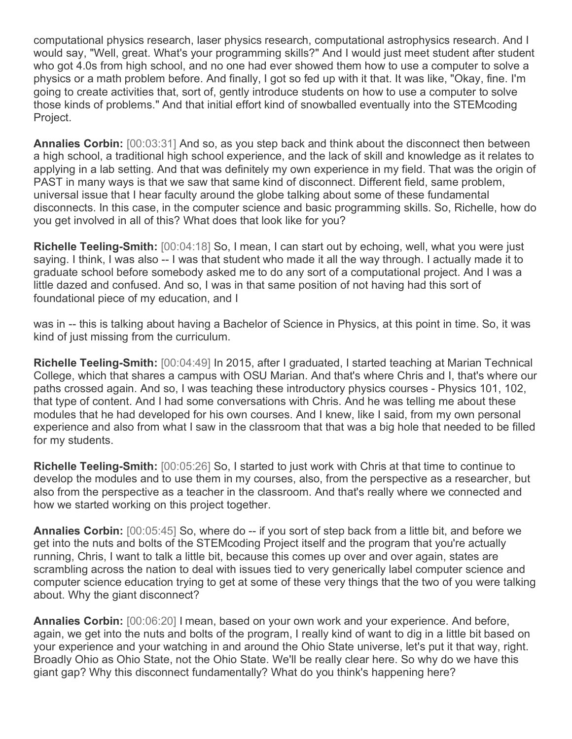computational physics research, laser physics research, computational astrophysics research. And I would say, "Well, great. What's your programming skills?" And I would just meet student after student who got 4.0s from high school, and no one had ever showed them how to use a computer to solve a physics or a math problem before. And finally, I got so fed up with it that. It was like, "Okay, fine. I'm going to create activities that, sort of, gently introduce students on how to use a computer to solve those kinds of problems." And that initial effort kind of snowballed eventually into the STEMcoding Project.

**Annalies Corbin:** [00:03:31] And so, as you step back and think about the disconnect then between a high school, a traditional high school experience, and the lack of skill and knowledge as it relates to applying in a lab setting. And that was definitely my own experience in my field. That was the origin of PAST in many ways is that we saw that same kind of disconnect. Different field, same problem, universal issue that I hear faculty around the globe talking about some of these fundamental disconnects. In this case, in the computer science and basic programming skills. So, Richelle, how do you get involved in all of this? What does that look like for you?

**Richelle Teeling-Smith:** [00:04:18] So, I mean, I can start out by echoing, well, what you were just saying. I think, I was also -- I was that student who made it all the way through. I actually made it to graduate school before somebody asked me to do any sort of a computational project. And I was a little dazed and confused. And so, I was in that same position of not having had this sort of foundational piece of my education, and I

was in -- this is talking about having a Bachelor of Science in Physics, at this point in time. So, it was kind of just missing from the curriculum.

**Richelle Teeling-Smith:** [00:04:49] In 2015, after I graduated, I started teaching at Marian Technical College, which that shares a campus with OSU Marian. And that's where Chris and I, that's where our paths crossed again. And so, I was teaching these introductory physics courses - Physics 101, 102, that type of content. And I had some conversations with Chris. And he was telling me about these modules that he had developed for his own courses. And I knew, like I said, from my own personal experience and also from what I saw in the classroom that that was a big hole that needed to be filled for my students.

**Richelle Teeling-Smith:** [00:05:26] So, I started to just work with Chris at that time to continue to develop the modules and to use them in my courses, also, from the perspective as a researcher, but also from the perspective as a teacher in the classroom. And that's really where we connected and how we started working on this project together.

**Annalies Corbin:** [00:05:45] So, where do -- if you sort of step back from a little bit, and before we get into the nuts and bolts of the STEMcoding Project itself and the program that you're actually running, Chris, I want to talk a little bit, because this comes up over and over again, states are scrambling across the nation to deal with issues tied to very generically label computer science and computer science education trying to get at some of these very things that the two of you were talking about. Why the giant disconnect?

**Annalies Corbin:** [00:06:20] I mean, based on your own work and your experience. And before, again, we get into the nuts and bolts of the program, I really kind of want to dig in a little bit based on your experience and your watching in and around the Ohio State universe, let's put it that way, right. Broadly Ohio as Ohio State, not the Ohio State. We'll be really clear here. So why do we have this giant gap? Why this disconnect fundamentally? What do you think's happening here?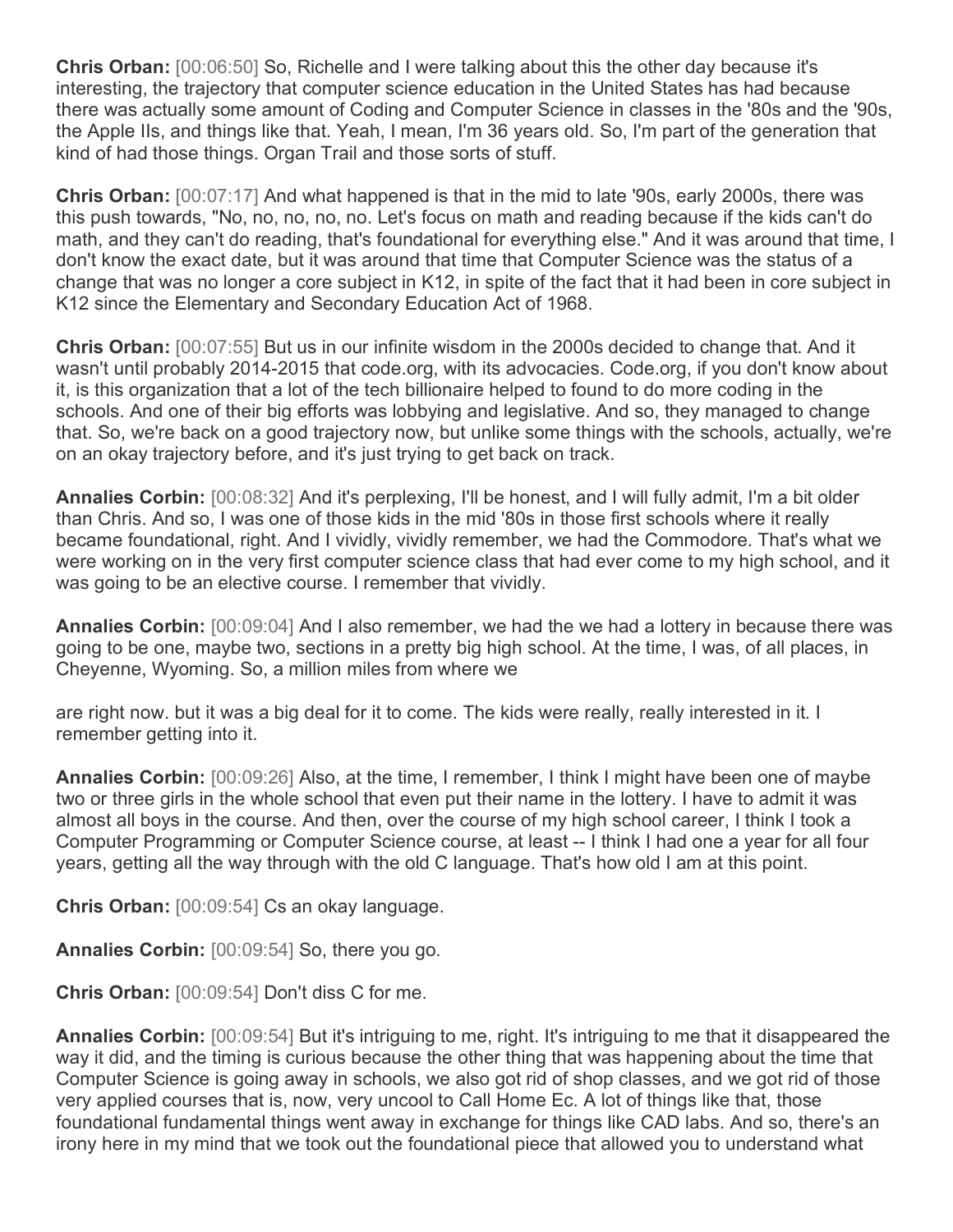**Chris Orban:** [00:06:50] So, Richelle and I were talking about this the other day because it's interesting, the trajectory that computer science education in the United States has had because there was actually some amount of Coding and Computer Science in classes in the '80s and the '90s, the Apple IIs, and things like that. Yeah, I mean, I'm 36 years old. So, I'm part of the generation that kind of had those things. Organ Trail and those sorts of stuff.

**Chris Orban:** [00:07:17] And what happened is that in the mid to late '90s, early 2000s, there was this push towards, "No, no, no, no, no. Let's focus on math and reading because if the kids can't do math, and they can't do reading, that's foundational for everything else." And it was around that time, I don't know the exact date, but it was around that time that Computer Science was the status of a change that was no longer a core subject in K12, in spite of the fact that it had been in core subject in K12 since the Elementary and Secondary Education Act of 1968.

**Chris Orban:** [00:07:55] But us in our infinite wisdom in the 2000s decided to change that. And it wasn't until probably 2014-2015 that code.org, with its advocacies. Code.org, if you don't know about it, is this organization that a lot of the tech billionaire helped to found to do more coding in the schools. And one of their big efforts was lobbying and legislative. And so, they managed to change that. So, we're back on a good trajectory now, but unlike some things with the schools, actually, we're on an okay trajectory before, and it's just trying to get back on track.

**Annalies Corbin:** [00:08:32] And it's perplexing, I'll be honest, and I will fully admit, I'm a bit older than Chris. And so, I was one of those kids in the mid '80s in those first schools where it really became foundational, right. And I vividly, vividly remember, we had the Commodore. That's what we were working on in the very first computer science class that had ever come to my high school, and it was going to be an elective course. I remember that vividly.

**Annalies Corbin:** [00:09:04] And I also remember, we had the we had a lottery in because there was going to be one, maybe two, sections in a pretty big high school. At the time, I was, of all places, in Cheyenne, Wyoming. So, a million miles from where we are right now. but it was a big deal for it to come. The kids were really, really interested in it. I remember getting into it.

**Annalies Corbin:** [00:09:26] Also, at the time, I remember, I think I might have been one of maybe two or three girls in the whole school that even put their name in the lottery. I have to admit it was almost all boys in the course. And then, over the course of my high school career, I think I took a Computer Programming or Computer Science course, at least -- I think I had one a year for all four years, getting all the way through with the old C language. That's how old I am at this point.

**Chris Orban:** [00:09:54] Cs an okay language.

**Annalies Corbin:** [00:09:54] So, there you go.

**Chris Orban:** [00:09:54] Don't diss C for me.

**Annalies Corbin:** [00:09:54] But it's intriguing to me, right. It's intriguing to me that it disappeared the way it did, and the timing is curious because the other thing that was happening about the time that Computer Science is going away in schools, we also got rid of shop classes, and we got rid of those very applied courses that is, now, very uncool to Call Home Ec. A lot of things like that, those foundational fundamental things went away in exchange for things like CAD labs. And so, there's an irony here in my mind that we took out the foundational piece that allowed you to understand what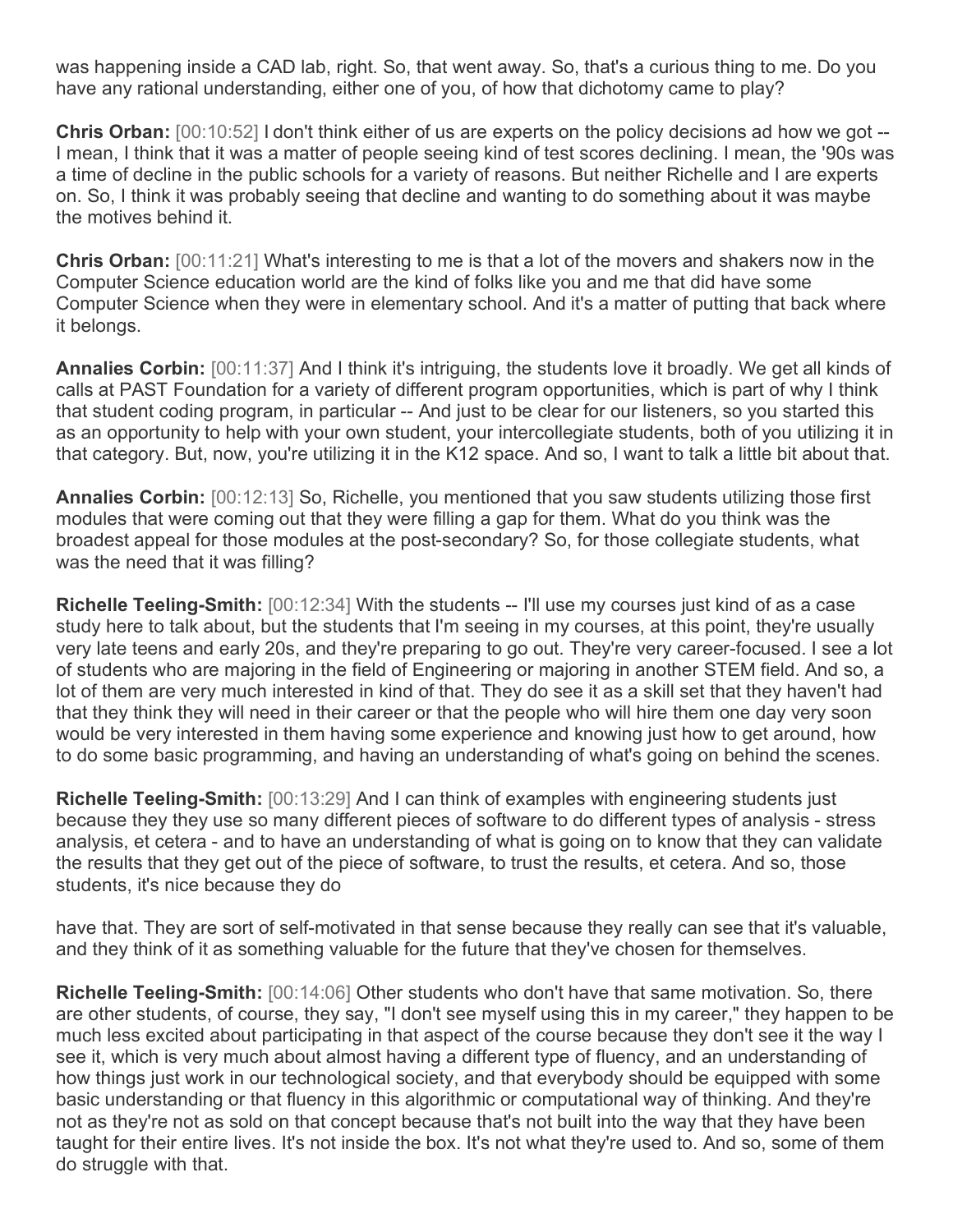was happening inside a CAD lab, right. So, that went away. So, that's a curious thing to me. Do you have any rational understanding, either one of you, of how that dichotomy came to play?

**Chris Orban:** [00:10:52] I don't think either of us are experts on the policy decisions ad how we got -- I mean, I think that it was a matter of people seeing kind of test scores declining. I mean, the '90s was a time of decline in the public schools for a variety of reasons. But neither Richelle and I are experts on. So, I think it was probably seeing that decline and wanting to do something about it was maybe the motives behind it.

**Chris Orban:** [00:11:21] What's interesting to me is that a lot of the movers and shakers now in the Computer Science education world are the kind of folks like you and me that did have some Computer Science when they were in elementary school. And it's a matter of putting that back where it belongs.

**Annalies Corbin:** [00:11:37] And I think it's intriguing, the students love it broadly. We get all kinds of calls at PAST Foundation for a variety of different program opportunities, which is part of why I think that student coding program, in particular -- And just to be clear for our listeners, so you started this as an opportunity to help with your own student, your intercollegiate students, both of you utilizing it in that category. But, now, you're utilizing it in the K12 space. And so, I want to talk a little bit about that.

**Annalies Corbin:** [00:12:13] So, Richelle, you mentioned that you saw students utilizing those first modules that were coming out that they were filling a gap for them. What do you think was the broadest appeal for those modules at the post-secondary? So, for those collegiate students, what was the need that it was filling?

**Richelle Teeling-Smith:** [00:12:34] With the students -- I'll use my courses just kind of as a case study here to talk about, but the students that I'm seeing in my courses, at this point, they're usually very late teens and early 20s, and they're preparing to go out. They're very career-focused. I see a lot of students who are majoring in the field of Engineering or majoring in another STEM field. And so, a lot of them are very much interested in kind of that. They do see it as a skill set that they haven't had that they think they will need in their career or that the people who will hire them one day very soon would be very interested in them having some experience and knowing just how to get around, how to do some basic programming, and having an understanding of what's going on behind the scenes.

**Richelle Teeling-Smith:** [00:13:29] And I can think of examples with engineering students just because they they use so many different pieces of software to do different types of analysis - stress analysis, et cetera - and to have an understanding of what is going on to know that they can validate the results that they get out of the piece of software, to trust the results, et cetera. And so, those students, it's nice because they do have that. They are sort of self-motivated in that sense because they really can see that it's valuable, and they think of it as something valuable for the future that they've chosen for themselves.

**Richelle Teeling-Smith:** [00:14:06] Other students who don't have that same motivation. So, there are other students, of course, they say, "I don't see myself using this in my career," they happen to be much less excited about participating in that aspect of the course because they don't see it the way I see it, which is very much about almost having a different type of fluency, and an understanding of how things just work in our technological society, and that everybody should be equipped with some basic understanding or that fluency in this algorithmic or computational way of thinking. And they're not as they're not as sold on that concept because that's not built into the way that they have been taught for their entire lives. It's not inside the box. It's not what they're used to. And so, some of them do struggle with that.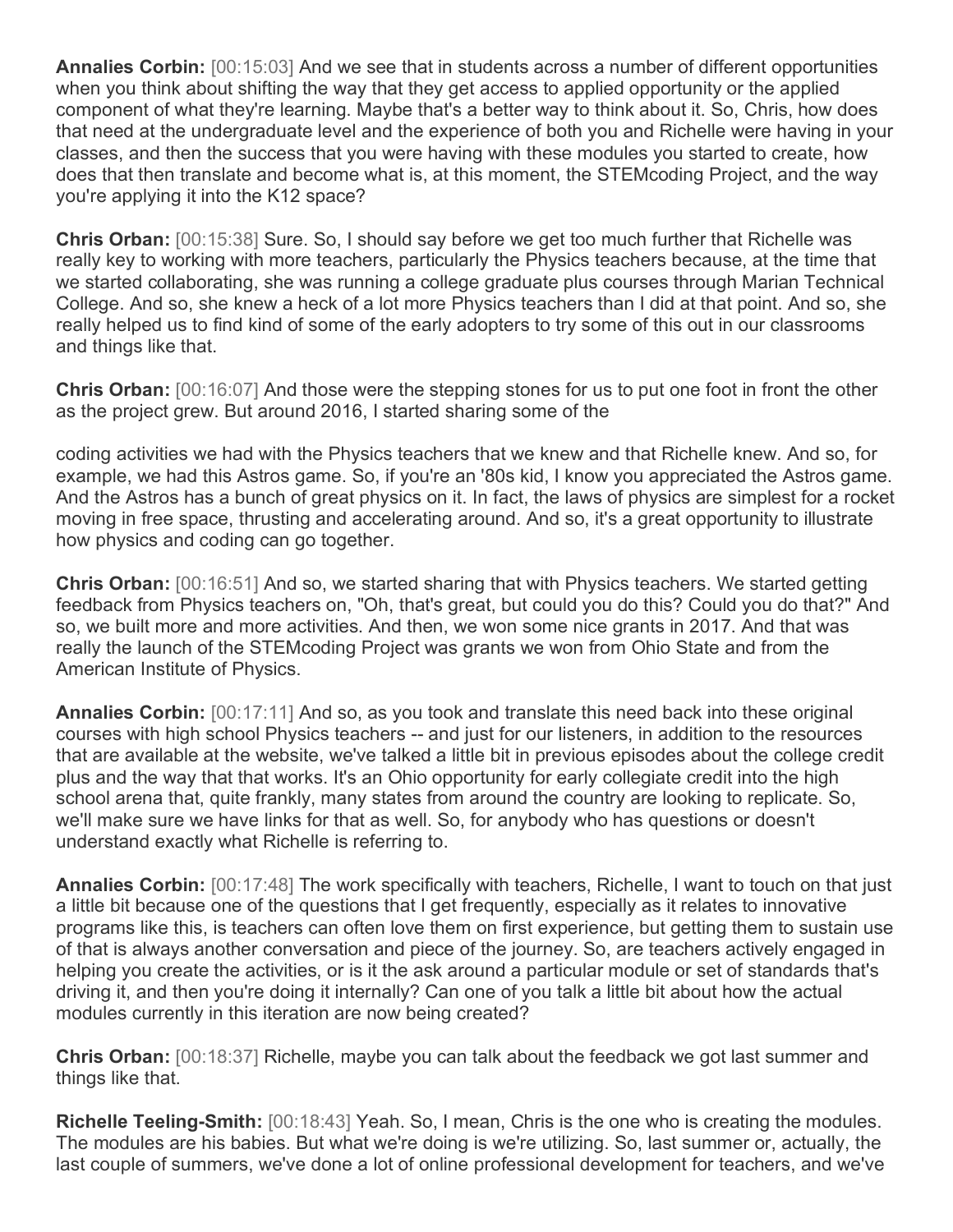**Annalies Corbin:** [00:15:03] And we see that in students across a number of different opportunities when you think about shifting the way that they get access to applied opportunity or the applied component of what they're learning. Maybe that's a better way to think about it. So, Chris, how does that need at the undergraduate level and the experience of both you and Richelle were having in your classes, and then the success that you were having with these modules you started to create, how does that then translate and become what is, at this moment, the STEMcoding Project, and the way you're applying it into the K12 space?

**Chris Orban:** [00:15:38] Sure. So, I should say before we get too much further that Richelle was really key to working with more teachers, particularly the Physics teachers because, at the time that we started collaborating, she was running a college graduate plus courses through Marian Technical College. And so, she knew a heck of a lot more Physics teachers than I did at that point. And so, she really helped us to find kind of some of the early adopters to try some of this out in our classrooms and things like that.

**Chris Orban:** [00:16:07] And those were the stepping stones for us to put one foot in front the other as the project grew. But around 2016, I started sharing some of the coding activities we had with the Physics teachers that we knew and that Richelle knew. And so, for example, we had this Astros game. So, if you're an '80s kid, I know you appreciated the Astros game. And the Astros has a bunch of great physics on it. In fact, the laws of physics are simplest for a rocket moving in free space, thrusting and accelerating around. And so, it's a great opportunity to illustrate how physics and coding can go together.

**Chris Orban:** [00:16:51] And so, we started sharing that with Physics teachers. We started getting feedback from Physics teachers on, "Oh, that's great, but could you do this? Could you do that?" And so, we built more and more activities. And then, we won some nice grants in 2017. And that was really the launch of the STEMcoding Project was grants we won from Ohio State and from the American Institute of Physics.

**Annalies Corbin:** [00:17:11] And so, as you took and translate this need back into these original courses with high school Physics teachers -- and just for our listeners, in addition to the resources that are available at the website, we've talked a little bit in previous episodes about the college credit plus and the way that that works. It's an Ohio opportunity for early collegiate credit into the high school arena that, quite frankly, many states from around the country are looking to replicate. So, we'll make sure we have links for that as well. So, for anybody who has questions or doesn't understand exactly what Richelle is referring to.

**Annalies Corbin:** [00:17:48] The work specifically with teachers, Richelle, I want to touch on that just a little bit because one of the questions that I get frequently, especially as it relates to innovative programs like this, is teachers can often love them on first experience, but getting them to sustain use of that is always another conversation and piece of the journey. So, are teachers actively engaged in helping you create the activities, or is it the ask around a particular module or set of standards that's driving it, and then you're doing it internally? Can one of you talk a little bit about how the actual modules currently in this iteration are now being created?

**Chris Orban:** [00:18:37] Richelle, maybe you can talk about the feedback we got last summer and things like that.

**Richelle Teeling-Smith:** [00:18:43] Yeah. So, I mean, Chris is the one who is creating the modules. The modules are his babies. But what we're doing is we're utilizing. So, last summer or, actually, the last couple of summers, we've done a lot of online professional development for teachers, and we've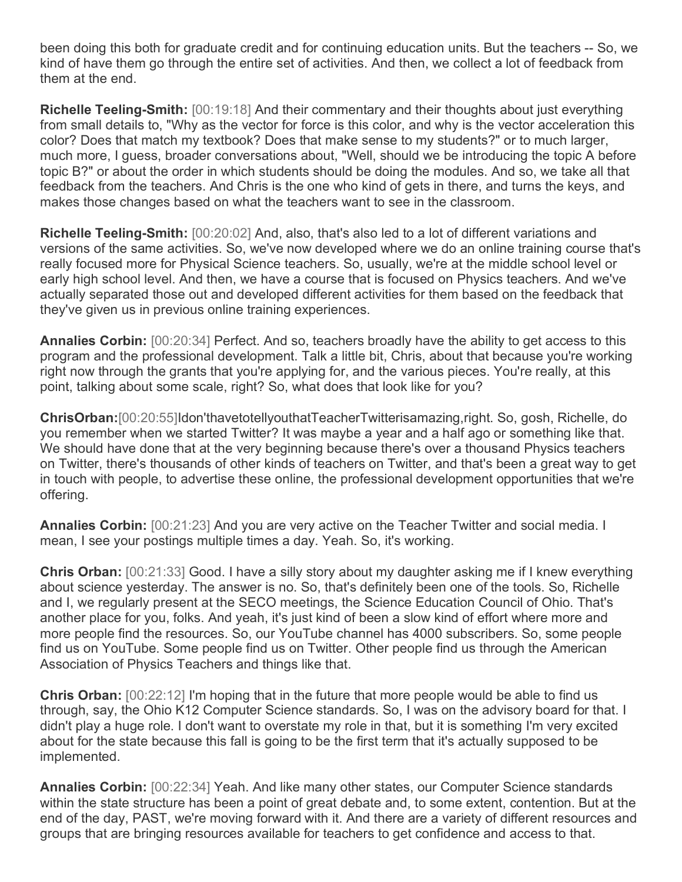been doing this both for graduate credit and for continuing education units. But the teachers -- So, we kind of have them go through the entire set of activities. And then, we collect a lot of feedback from them at the end.

**Richelle Teeling-Smith:** [00:19:18] And their commentary and their thoughts about just everything from small details to, "Why as the vector for force is this color, and why is the vector acceleration this color? Does that match my textbook? Does that make sense to my students?" or to much larger, much more, I guess, broader conversations about, "Well, should we be introducing the topic A before topic B?" or about the order in which students should be doing the modules. And so, we take all that feedback from the teachers. And Chris is the one who kind of gets in there, and turns the keys, and makes those changes based on what the teachers want to see in the classroom.

**Richelle Teeling-Smith:** [00:20:02] And, also, that's also led to a lot of different variations and versions of the same activities. So, we've now developed where we do an online training course that's really focused more for Physical Science teachers. So, usually, we're at the middle school level or early high school level. And then, we have a course that is focused on Physics teachers. And we've actually separated those out and developed different activities for them based on the feedback that they've given us in previous online training experiences.

**Annalies Corbin:** [00:20:34] Perfect. And so, teachers broadly have the ability to get access to this program and the professional development. Talk a little bit, Chris, about that because you're working right now through the grants that you're applying for, and the various pieces. You're really, at this point, talking about some scale, right? So, what does that look like for you?

**Chris Orban:** [00:20:55] I don't have to tell you that Teacher Twitter is amazing, right. So, gosh, Richelle, do you remember when we started Twitter? It was maybe a year and a half ago or something like that. We should have done that at the very beginning because there's over a thousand Physics teachers on Twitter, there's thousands of other kinds of teachers on Twitter, and that's been a great way to get in touch with people, to advertise these online, the professional development opportunities that we're offering.

**Annalies Corbin:** [00:21:23] And you are very active on the Teacher Twitter and social media. I mean, I see your postings multiple times a day. Yeah. So, it's working.

**Chris Orban:** [00:21:33] Good. I have a silly story about my daughter asking me if I knew everything about science yesterday. The answer is no. So, that's definitely been one of the tools. So, Richelle and I, we regularly present at the SECO meetings, the Science Education Council of Ohio. That's another place for you, folks. And yeah, it's just kind of been a slow kind of effort where more and more people find the resources. So, our YouTube channel has 4000 subscribers. So, some people find us on YouTube. Some people find us on Twitter. Other people find us through the American Association of Physics Teachers and things like that.

**Chris Orban:** [00:22:12] I'm hoping that in the future that more people would be able to find us through, say, the Ohio K12 Computer Science standards. So, I was on the advisory board for that. I didn't play a huge role. I don't want to overstate my role in that, but it is something I'm very excited about for the state because this fall is going to be the first term that it's actually supposed to be implemented.

**Annalies Corbin:** [00:22:34] Yeah. And like many other states, our Computer Science standards within the state structure has been a point of great debate and, to some extent, contention. But at the end of the day, PAST, we're moving forward with it. And there are a variety of different resources and groups that are bringing resources available for teachers to get confidence and access to that.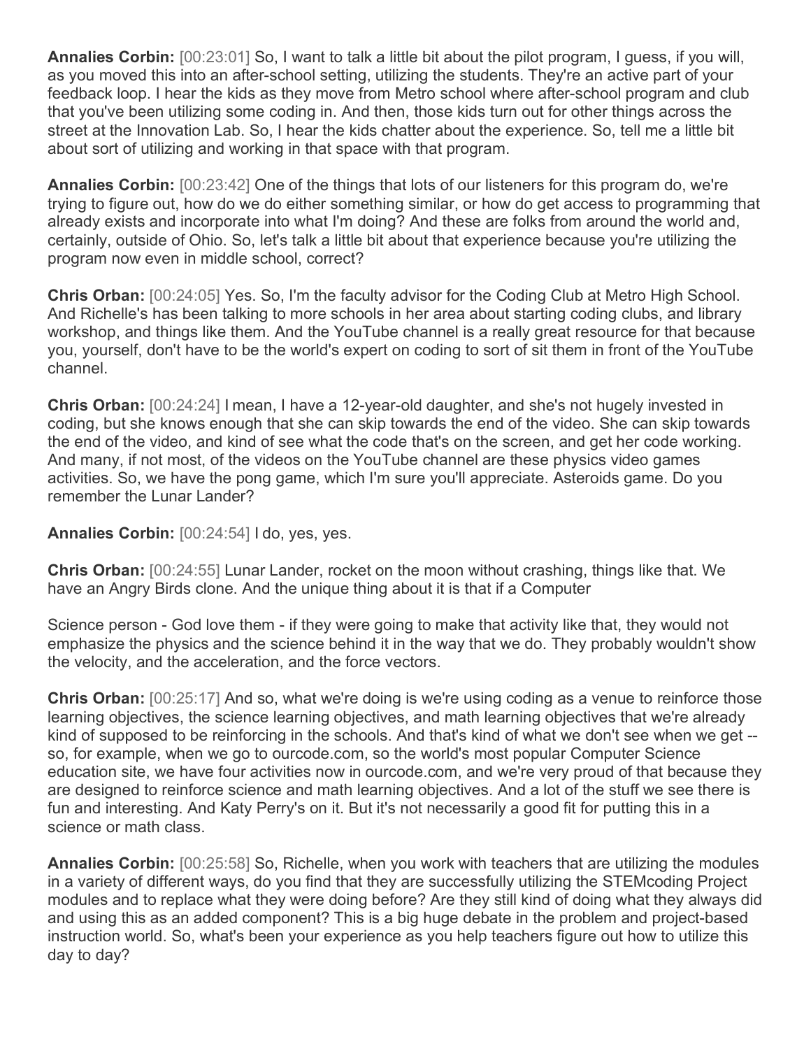**Annalies Corbin:** [00:23:01] So, I want to talk a little bit about the pilot program, I guess, if you will, as you moved this into an after-school setting, utilizing the students. They're an active part of your feedback loop. I hear the kids as they move from Metro school where after-school program and club that you've been utilizing some coding in. And then, those kids turn out for other things across the street at the Innovation Lab. So, I hear the kids chatter about the experience. So, tell me a little bit about sort of utilizing and working in that space with that program.

**Annalies Corbin:** [00:23:42] One of the things that lots of our listeners for this program do, we're trying to figure out, how do we do either something similar, or how do get access to programming that already exists and incorporate into what I'm doing? And these are folks from around the world and, certainly, outside of Ohio. So, let's talk a little bit about that experience because you're utilizing the program now even in middle school, correct?

**Chris Orban:** [00:24:05] Yes. So, I'm the faculty advisor for the Coding Club at Metro High School. And Richelle's has been talking to more schools in her area about starting coding clubs, and library workshop, and things like them. And the YouTube channel is a really great resource for that because you, yourself, don't have to be the world's expert on coding to sort of sit them in front of the YouTube channel.

**Chris Orban:** [00:24:24] I mean, I have a 12-year-old daughter, and she's not hugely invested in coding, but she knows enough that she can skip towards the end of the video. She can skip towards the end of the video, and kind of see what the code that's on the screen, and get her code working. And many, if not most, of the videos on the YouTube channel are these physics video games activities. So, we have the pong game, which I'm sure you'll appreciate. Asteroids game. Do you remember the Lunar Lander?

**Annalies Corbin:** [00:24:54] I do, yes, yes.

**Chris Orban:** [00:24:55] Lunar Lander, rocket on the moon without crashing, things like that. We have an Angry Birds clone. And the unique thing about it is that if a Computer Science person - God love them - if they were going to make that activity like that, they would not emphasize the physics and the science behind it in the way that we do. They probably wouldn't show the velocity, and the acceleration, and the force vectors.

**Chris Orban:** [00:25:17] And so, what we're doing is we're using coding as a venue to reinforce those learning objectives, the science learning objectives, and math learning objectives that we're already kind of supposed to be reinforcing in the schools. And that's kind of what we don't see when we get -- so, for example, when we go to ourcode.com, so the world's most popular Computer Science education site, we have four activities now in ourcode.com, and we're very proud of that because they are designed to reinforce science and math learning objectives. And a lot of the stuff we see there is fun and interesting. And Katy Perry's on it. But it's not necessarily a good fit for putting this in a science or math class.

**Annalies Corbin:** [00:25:58] So, Richelle, when you work with teachers that are utilizing the modules in a variety of different ways, do you find that they are successfully utilizing the STEMcoding Project modules and to replace what they were doing before? Are they still kind of doing what they always did and using this as an added component? This is a big huge debate in the problem and project-based instruction world. So, what's been your experience as you help teachers figure out how to utilize this day to day?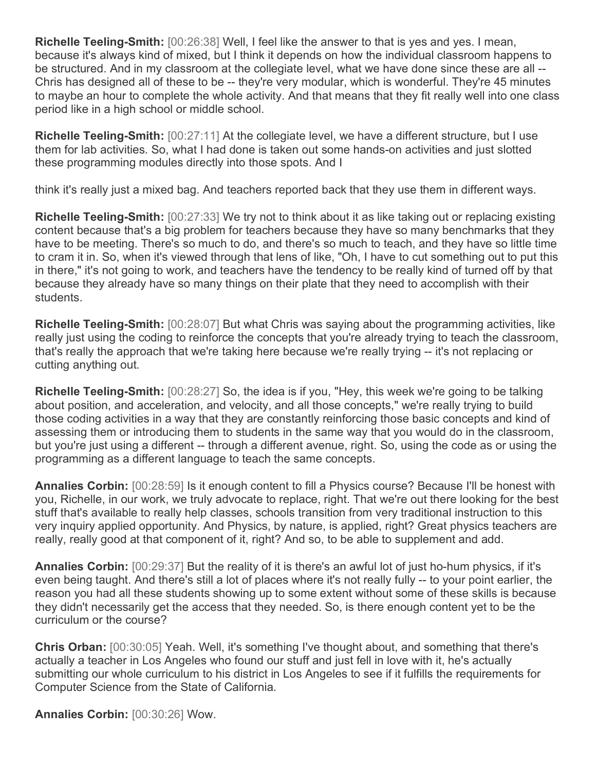**Richelle Teeling-Smith:** [00:26:38] Well, I feel like the answer to that is yes and yes. I mean, because it's always kind of mixed, but I think it depends on how the individual classroom happens to be structured. And in my classroom at the collegiate level, what we have done since these are all -- Chris has designed all of these to be -- they're very modular, which is wonderful. They're 45 minutes to maybe an hour to complete the whole activity. And that means that they fit really well into one class period like in a high school or middle school.

**Richelle Teeling-Smith:** [00:27:11] At the collegiate level, we have a different structure, but I use them for lab activities. So, what I had done is taken out some hands-on activities and just slotted these programming modules directly into those spots. And I

think it's really just a mixed bag. And teachers reported back that they use them in different ways.

**Richelle Teeling-Smith:** [00:27:33] We try not to think about it as like taking out or replacing existing content because that's a big problem for teachers because they have so many benchmarks that they have to be meeting. There's so much to do, and there's so much to teach, and they have so little time to cram it in. So, when it's viewed through that lens of like, "Oh, I have to cut something out to put this in there," it's not going to work, and teachers have the tendency to be really kind of turned off by that because they already have so many things on their plate that they need to accomplish with their students.

**Richelle Teeling-Smith:** [00:28:07] But what Chris was saying about the programming activities, like really just using the coding to reinforce the concepts that you're already trying to teach the classroom, that's really the approach that we're taking here because we're really trying -- it's not replacing or cutting anything out.

**Richelle Teeling-Smith:** [00:28:27] So, the idea is if you, "Hey, this week we're going to be talking about position, and acceleration, and velocity, and all those concepts," we're really trying to build those coding activities in a way that they are constantly reinforcing those basic concepts and kind of assessing them or introducing them to students in the same way that you would do in the classroom, but you're just using a different -- through a different avenue, right. So, using the code as or using the programming as a different language to teach the same concepts.

**Annalies Corbin:** [00:28:59] Is it enough content to fill a Physics course? Because I'll be honest with you, Richelle, in our work, we truly advocate to replace, right. That we're out there looking for the best stuff that's available to really help classes, schools transition from very traditional instruction to this very inquiry applied opportunity. And Physics, by nature, is applied, right? Great physics teachers are really, really good at that component of it, right? And so, to be able to supplement and add.

**Annalies Corbin:** [00:29:37] But the reality of it is there's an awful lot of just ho-hum physics, if it's even being taught. And there's still a lot of places where it's not really fully -- to your point earlier, the reason you had all these students showing up to some extent without some of these skills is because they didn't necessarily get the access that they needed. So, is there enough content yet to be the curriculum or the course?

**Chris Orban:** [00:30:05] Yeah. Well, it's something I've thought about, and something that there's actually a teacher in Los Angeles who found our stuff and just fell in love with it, he's actually submitting our whole curriculum to his district in Los Angeles to see if it fulfills the requirements for Computer Science from the State of California.

**Annalies Corbin:** [00:30:26] Wow.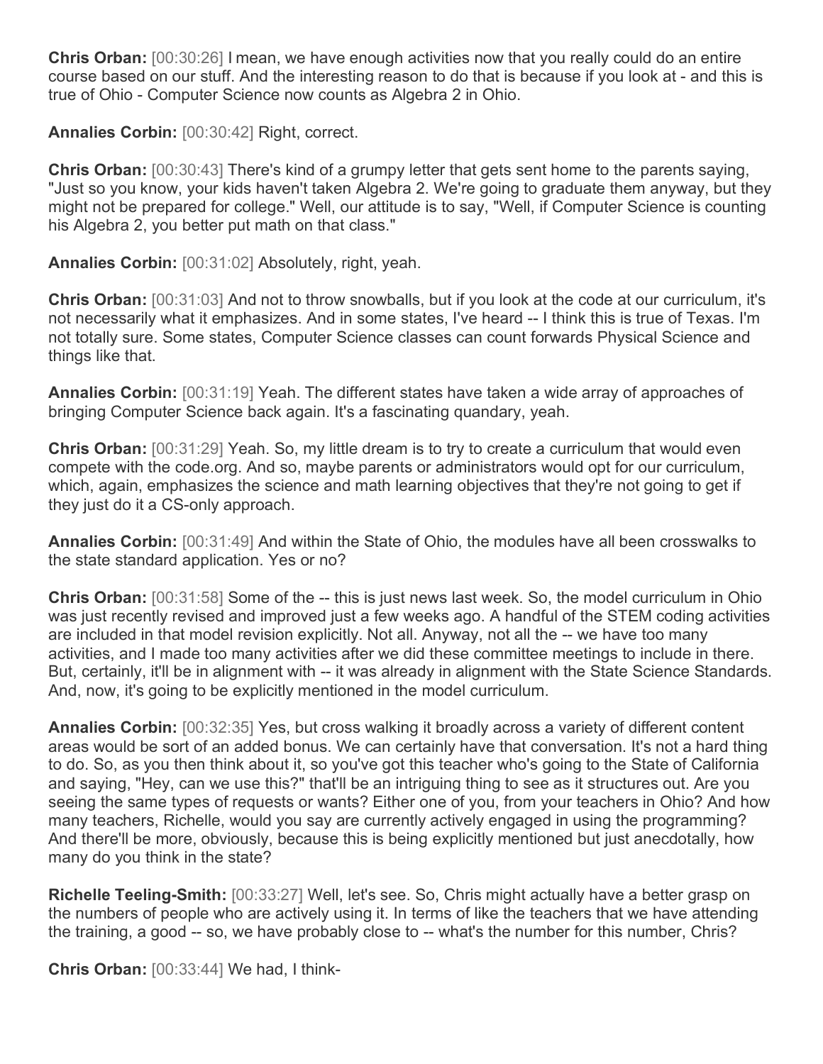**Chris Orban:** [00:30:26] I mean, we have enough activities now that you really could do an entire course based on our stuff. And the interesting reason to do that is because if you look at - and this is true of Ohio - Computer Science now counts as Algebra 2 in Ohio.

**Annalies Corbin:** [00:30:42] Right, correct.

**Chris Orban:** [00:30:43] There's kind of a grumpy letter that gets sent home to the parents saying, "Just so you know, your kids haven't taken Algebra 2. We're going to graduate them anyway, but they might not be prepared for college." Well, our attitude is to say, "Well, if Computer Science is counting his Algebra 2, you better put math on that class."

**Annalies Corbin:** [00:31:02] Absolutely, right, yeah.

**Chris Orban:** [00:31:03] And not to throw snowballs, but if you look at the code at our curriculum, it's not necessarily what it emphasizes. And in some states, I've heard -- I think this is true of Texas. I'm not totally sure. Some states, Computer Science classes can count forwards Physical Science and things like that.

**Annalies Corbin:** [00:31:19] Yeah. The different states have taken a wide array of approaches of bringing Computer Science back again. It's a fascinating quandary, yeah.

**Chris Orban:** [00:31:29] Yeah. So, my little dream is to try to create a curriculum that would even compete with the code.org. And so, maybe parents or administrators would opt for our curriculum, which, again, emphasizes the science and math learning objectives that they're not going to get if they just do it a CS-only approach.

**Annalies Corbin:** [00:31:49] And within the State of Ohio, the modules have all been crosswalks to the state standard application. Yes or no?

**Chris Orban:** [00:31:58] Some of the -- this is just news last week. So, the model curriculum in Ohio was just recently revised and improved just a few weeks ago. A handful of the STEM coding activities are included in that model revision explicitly. Not all. Anyway, not all the -- we have too many activities, and I made too many activities after we did these committee meetings to include in there. But, certainly, it'll be in alignment with -- it was already in alignment with the State Science Standards. And, now, it's going to be explicitly mentioned in the model curriculum.

**Annalies Corbin:** [00:32:35] Yes, but cross walking it broadly across a variety of different content areas would be sort of an added bonus. We can certainly have that conversation. It's not a hard thing to do. So, as you then think about it, so you've got this teacher who's going to the State of California and saying, "Hey, can we use this?" that'll be an intriguing thing to see as it structures out. Are you seeing the same types of requests or wants? Either one of you, from your teachers in Ohio? And how many teachers, Richelle, would you say are currently actively engaged in using the programming? And there'll be more, obviously, because this is being explicitly mentioned but just anecdotally, how many do you think in the state?

**Richelle Teeling-Smith:** [00:33:27] Well, let's see. So, Chris might actually have a better grasp on the numbers of people who are actively using it. In terms of like the teachers that we have attending the training, a good -- so, we have probably close to -- what's the number for this number, Chris?

**Chris Orban:** [00:33:44] We had, I think-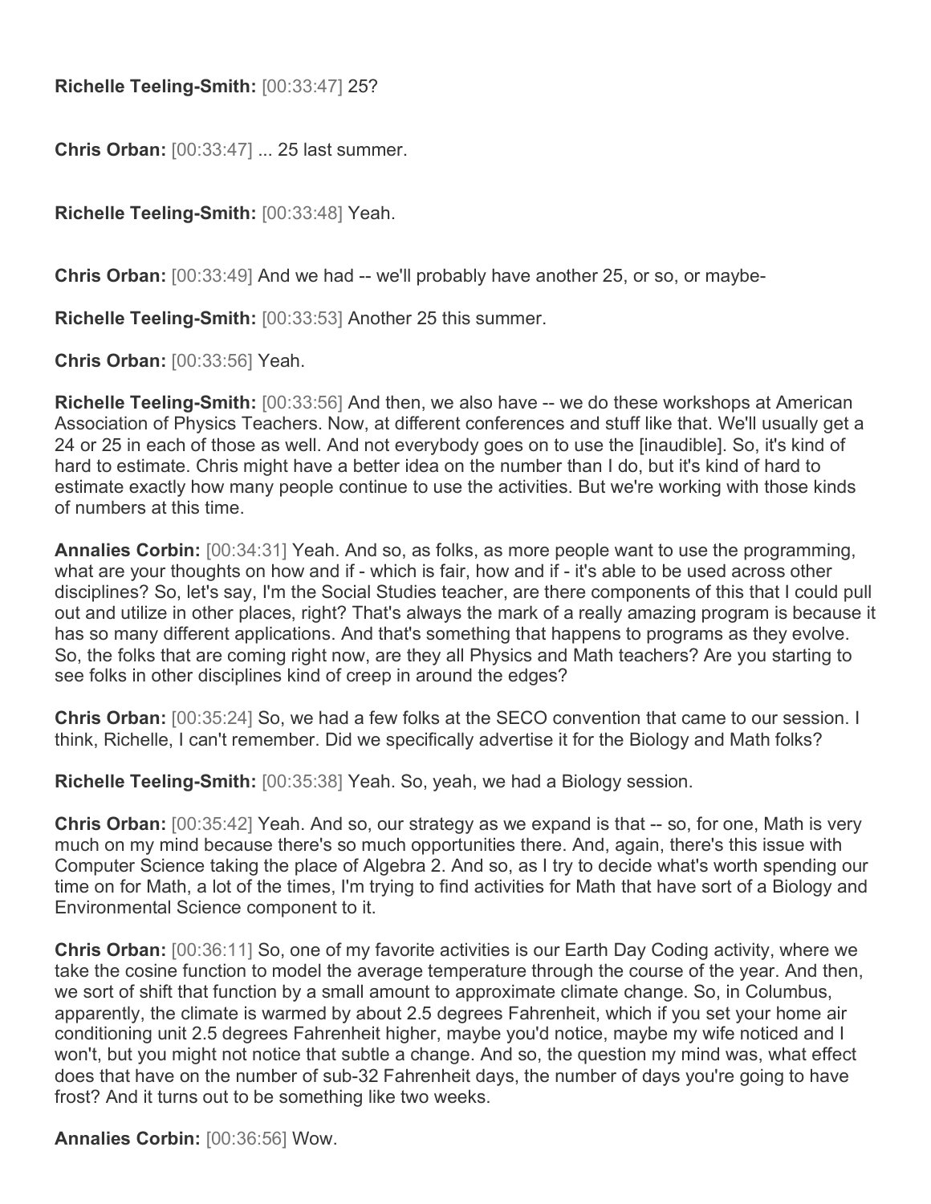**Richelle Teeling-Smith:** [00:33:47] 25?

**Chris Orban:** [00:33:47] ... 25 last summer.

**Richelle Teeling-Smith:** [00:33:48] Yeah.

**Chris Orban:** [00:33:49] And we had -- we'll probably have another 25, or so, or maybe-

**Richelle Teeling-Smith:** [00:33:53] Another 25 this summer.

**Chris Orban:** [00:33:56] Yeah.

**Richelle Teeling-Smith:** [00:33:56] And then, we also have -- we do these workshops at American Association of Physics Teachers. Now, at different conferences and stuff like that. We'll usually get a 24 or 25 in each of those as well. And not everybody goes on to use the [inaudible]. So, it's kind of hard to estimate. Chris might have a better idea on the number than I do, but it's kind of hard to estimate exactly how many people continue to use the activities. But we're working with those kinds of numbers at this time.

**Annalies Corbin:** [00:34:31] Yeah. And so, as folks, as more people want to use the programming, what are your thoughts on how and if - which is fair, how and if - it's able to be used across other disciplines? So, let's say, I'm the Social Studies teacher, are there components of this that I could pull out and utilize in other places, right? That's always the mark of a really amazing program is because it has so many different applications. And that's something that happens to programs as they evolve. So, the folks that are coming right now, are they all Physics and Math teachers? Are you starting to see folks in other disciplines kind of creep in around the edges?

**Chris Orban:** [00:35:24] So, we had a few folks at the SECO convention that came to our session. I think, Richelle, I can't remember. Did we specifically advertise it for the Biology and Math folks?

**Richelle Teeling-Smith:** [00:35:38] Yeah. So, yeah, we had a Biology session.

**Chris Orban:** [00:35:42] Yeah. And so, our strategy as we expand is that -- so, for one, Math is very much on my mind because there's so much opportunities there. And, again, there's this issue with Computer Science taking the place of Algebra 2. And so, as I try to decide what's worth spending our time on for Math, a lot of the times, I'm trying to find activities for Math that have sort of a Biology and Environmental Science component to it.

**Chris Orban:** [00:36:11] So, one of my favorite activities is our Earth Day Coding activity, where we take the cosine function to model the average temperature through the course of the year. And then, we sort of shift that function by a small amount to approximate climate change. So, in Columbus, apparently, the climate is warmed by about 2.5 degrees Fahrenheit, which if you set your home air conditioning unit 2.5 degrees Fahrenheit higher, maybe you'd notice, maybe my wife noticed and I won't, but you might not notice that subtle a change. And so, the question my mind was, what effect does that have on the number of sub-32 Fahrenheit days, the number of days you're going to have frost? And it turns out to be something like two weeks.

**Annalies Corbin:** [00:36:56] Wow.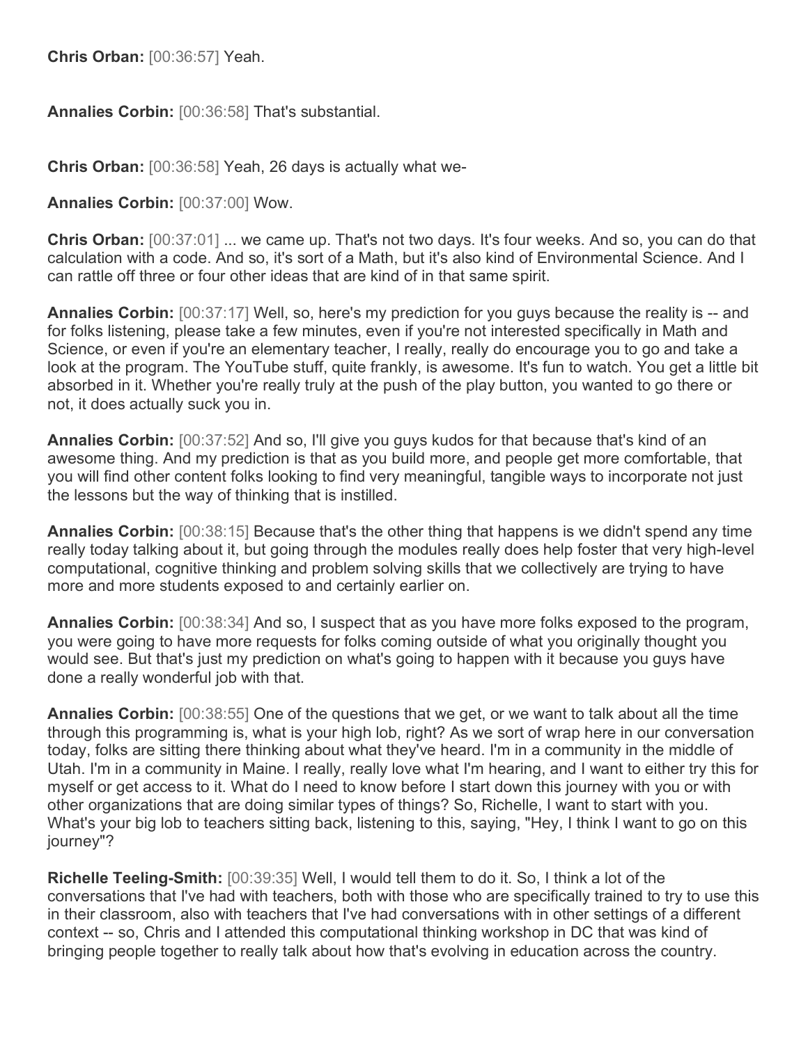**Chris Orban:** [00:36:57] Yeah.

**Annalies Corbin:** [00:36:58] That's substantial.

**Chris Orban:** [00:36:58] Yeah, 26 days is actually what we-

**Annalies Corbin:** [00:37:00] Wow.

**Chris Orban:** [00:37:01] ... we came up. That's not two days. It's four weeks. And so, you can do that calculation with a code. And so, it's sort of a Math, but it's also kind of Environmental Science. And I can rattle off three or four other ideas that are kind of in that same spirit.

**Annalies Corbin:** [00:37:17] Well, so, here's my prediction for you guys because the reality is -- and for folks listening, please take a few minutes, even if you're not interested specifically in Math and Science, or even if you're an elementary teacher, I really, really do encourage you to go and take a look at the program. The YouTube stuff, quite frankly, is awesome. It's fun to watch. You get a little bit absorbed in it. Whether you're really truly at the push of the play button, you wanted to go there or not, it does actually suck you in.

**Annalies Corbin:** [00:37:52] And so, I'll give you guys kudos for that because that's kind of an awesome thing. And my prediction is that as you build more, and people get more comfortable, that you will find other content folks looking to find very meaningful, tangible ways to incorporate not just the lessons but the way of thinking that is instilled.

**Annalies Corbin:** [00:38:15] Because that's the other thing that happens is we didn't spend any time really today talking about it, but going through the modules really does help foster that very high-level computational, cognitive thinking and problem solving skills that we collectively are trying to have more and more students exposed to and certainly earlier on.

**Annalies Corbin:** [00:38:34] And so, I suspect that as you have more folks exposed to the program, you were going to have more requests for folks coming outside of what you originally thought you would see. But that's just my prediction on what's going to happen with it because you guys have done a really wonderful job with that.

**Annalies Corbin:** [00:38:55] One of the questions that we get, or we want to talk about all the time through this programming is, what is your high lob, right? As we sort of wrap here in our conversation today, folks are sitting there thinking about what they've heard. I'm in a community in the middle of Utah. I'm in a community in Maine. I really, really love what I'm hearing, and I want to either try this for myself or get access to it. What do I need to know before I start down this journey with you or with other organizations that are doing similar types of things? So, Richelle, I want to start with you. What's your big lob to teachers sitting back, listening to this, saying, "Hey, I think I want to go on this journey"?

**Richelle Teeling-Smith:** [00:39:35] Well, I would tell them to do it. So, I think a lot of the conversations that I've had with teachers, both with those who are specifically trained to try to use this in their classroom, also with teachers that I've had conversations with in other settings of a different context -- so, Chris and I attended this computational thinking workshop in DC that was kind of bringing people together to really talk about how that's evolving in education across the country.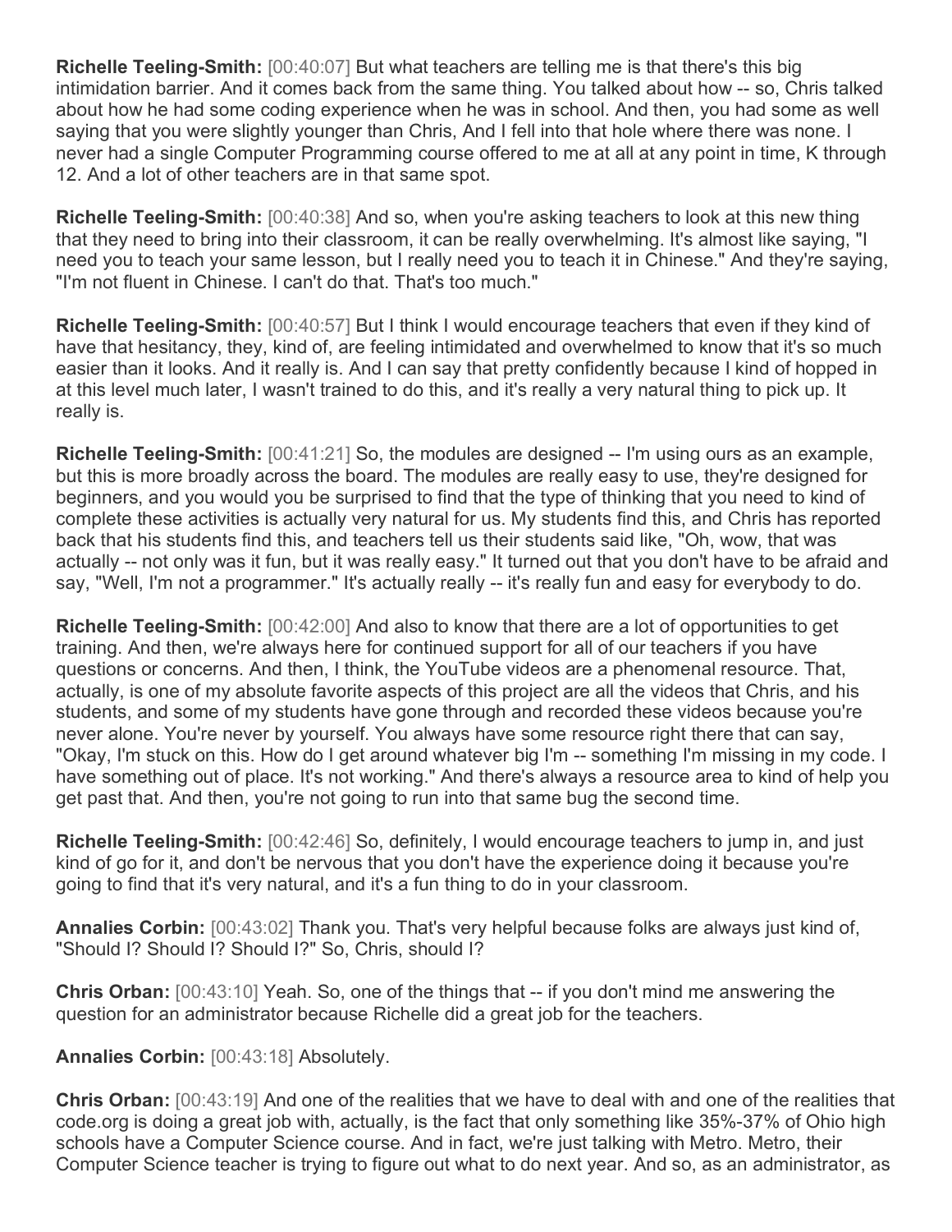**Richelle Teeling-Smith:** [00:40:07] But what teachers are telling me is that there's this big intimidation barrier. And it comes back from the same thing. You talked about how -- so, Chris talked about how he had some coding experience when he was in school. And then, you had some as well saying that you were slightly younger than Chris, And I fell into that hole where there was none. I never had a single Computer Programming course offered to me at all at any point in time, K through 12. And a lot of other teachers are in that same spot.

**Richelle Teeling-Smith:** [00:40:38] And so, when you're asking teachers to look at this new thing that they need to bring into their classroom, it can be really overwhelming. It's almost like saying, "I need you to teach your same lesson, but I really need you to teach it in Chinese." And they're saying, "I'm not fluent in Chinese. I can't do that. That's too much."

**Richelle Teeling-Smith:** [00:40:57] But I think I would encourage teachers that even if they kind of have that hesitancy, they, kind of, are feeling intimidated and overwhelmed to know that it's so much easier than it looks. And it really is. And I can say that pretty confidently because I kind of hopped in at this level much later, I wasn't trained to do this, and it's really a very natural thing to pick up. It really is.

**Richelle Teeling-Smith:** [00:41:21] So, the modules are designed -- I'm using ours as an example, but this is more broadly across the board. The modules are really easy to use, they're designed for beginners, and you would you be surprised to find that the type of thinking that you need to kind of complete these activities is actually very natural for us. My students find this, and Chris has reported back that his students find this, and teachers tell us their students said like, "Oh, wow, that was actually -- not only was it fun, but it was really easy." It turned out that you don't have to be afraid and say, "Well, I'm not a programmer." It's actually really -- it's really fun and easy for everybody to do.

**Richelle Teeling-Smith:** [00:42:00] And also to know that there are a lot of opportunities to get training. And then, we're always here for continued support for all of our teachers if you have questions or concerns. And then, I think, the YouTube videos are a phenomenal resource. That, actually, is one of my absolute favorite aspects of this project are all the videos that Chris, and his students, and some of my students have gone through and recorded these videos because you're never alone. You're never by yourself. You always have some resource right there that can say, "Okay, I'm stuck on this. How do I get around whatever big I'm -- something I'm missing in my code. I have something out of place. It's not working." And there's always a resource area to kind of help you get past that. And then, you're not going to run into that same bug the second time.

**Richelle Teeling-Smith:** [00:42:46] So, definitely, I would encourage teachers to jump in, and just kind of go for it, and don't be nervous that you don't have the experience doing it because you're going to find that it's very natural, and it's a fun thing to do in your classroom.

**Annalies Corbin:** [00:43:02] Thank you. That's very helpful because folks are always just kind of, "Should I? Should I? Should I?" So, Chris, should I?

**Chris Orban:** [00:43:10] Yeah. So, one of the things that -- if you don't mind me answering the question for an administrator because Richelle did a great job for the teachers.

**Annalies Corbin:** [00:43:18] Absolutely.

**Chris Orban:** [00:43:19] And one of the realities that we have to deal with and one of the realities that code.org is doing a great job with, actually, is the fact that only something like 35%-37% of Ohio high schools have a Computer Science course. And in fact, we're just talking with Metro. Metro, their Computer Science teacher is trying to figure out what to do next year. And so, as an administrator, as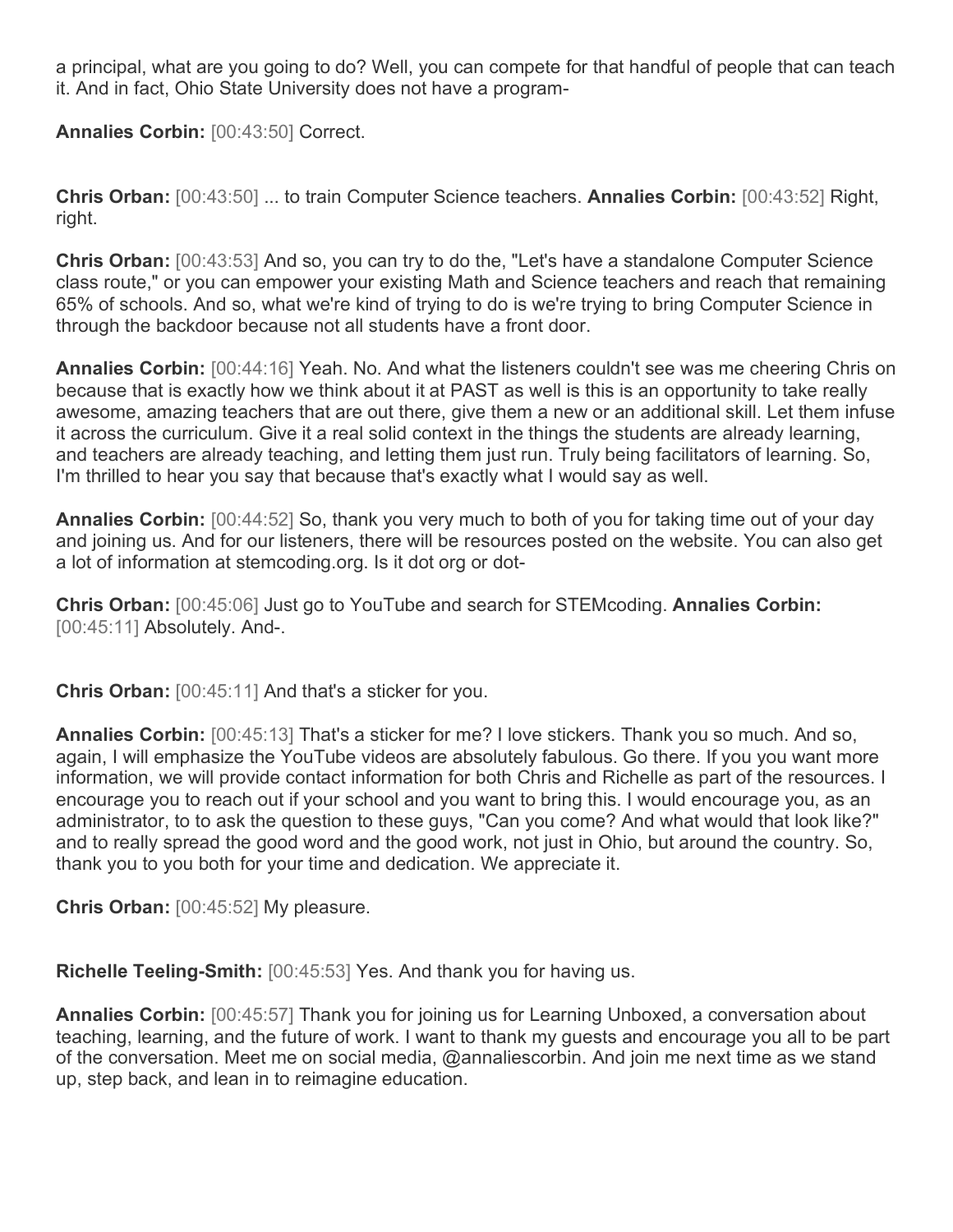a principal, what are you going to do? Well, you can compete for that handful of people that can teach it. And in fact, Ohio State University does not have a program-

**Annalies Corbin:** [00:43:50] Correct.

**Chris Orban:** [00:43:50] ... to train Computer Science teachers. **Annalies Corbin:** [00:43:52] Right, right.

**Chris Orban:** [00:43:53] And so, you can try to do the, "Let's have a standalone Computer Science class route," or you can empower your existing Math and Science teachers and reach that remaining 65% of schools. And so, what we're kind of trying to do is we're trying to bring Computer Science in through the backdoor because not all students have a front door.

**Annalies Corbin:** [00:44:16] Yeah. No. And what the listeners couldn't see was me cheering Chris on because that is exactly how we think about it at PAST as well is this is an opportunity to take really awesome, amazing teachers that are out there, give them a new or an additional skill. Let them infuse it across the curriculum. Give it a real solid context in the things the students are already learning, and teachers are already teaching, and letting them just run. Truly being facilitators of learning. So, I'm thrilled to hear you say that because that's exactly what I would say as well.

**Annalies Corbin:** [00:44:52] So, thank you very much to both of you for taking time out of your day and joining us. And for our listeners, there will be resources posted on the website. You can also get a lot of information at stemcoding.org. Is it dot org or dot-

**Chris Orban:** [00:45:06] Just go to YouTube and search for STEMcoding. **Annalies Corbin:** [00:45:11] Absolutely. And-.

**Chris Orban:** [00:45:11] And that's a sticker for you.

**Annalies Corbin:** [00:45:13] That's a sticker for me? I love stickers. Thank you so much. And so, again, I will emphasize the YouTube videos are absolutely fabulous. Go there. If you you want more information, we will provide contact information for both Chris and Richelle as part of the resources. I encourage you to reach out if your school and you want to bring this. I would encourage you, as an administrator, to to ask the question to these guys, "Can you come? And what would that look like?" and to really spread the good word and the good work, not just in Ohio, but around the country. So, thank you to you both for your time and dedication. We appreciate it.

**Chris Orban:** [00:45:52] My pleasure.

**Richelle Teeling-Smith:** [00:45:53] Yes. And thank you for having us.

**Annalies Corbin:** [00:45:57] Thank you for joining us for Learning Unboxed, a conversation about teaching, learning, and the future of work. I want to thank my guests and encourage you all to be part of the conversation. Meet me on social media, @anna​liescorbin. And join me next time as we stand up, step back, and lean in to reimagine education.